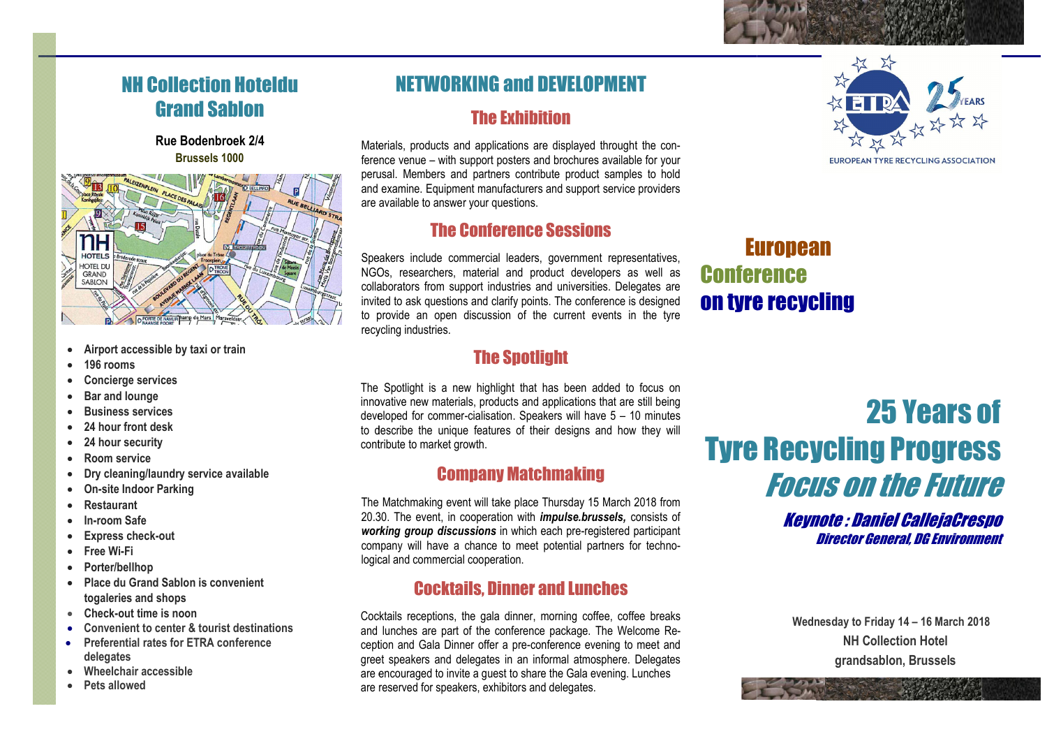## NH Collection Hoteldu Grand Sablon

**Rue Bodenbroek 2/4**
**Brussels 1000**

- Airport accessible by taxi or train
- 196 rooms
- Concierge services
- Bar and lounge
- Business services
- 24 hour front desk
- 24 hour security
- Room service
- Dry cleaning/laundry service available
- On-site Indoor Parking
- Restaurant
- In-room Safe
- Express check-out
- Free Wi-Fi
- Porter/bellhop
- Place du Grand Sablon is convenient togaleries and shops
- Check-out time is noon
- Convenient to center & tourist destinations
- Preferential rates for ETRA conference delegates
- Wheelchair accessible
- Pets allowed

## NETWORKING and DEVELOPMENT

### The Exhibition

Materials, products and applications are displayed throught the conference venue – with support posters and brochures available for your perusal. Members and partners contribute product samples to hold and examine. Equipment manufacturers and support service providers are available to answer your questions.

### The Conference Sessions

Speakers include commercial leaders, government representatives, NGOs, researchers, material and product developers as well as collaborators from support industries and universities. Delegates are invited to ask questions and clarify points. The conference is designed to provide an open discussion of the current events in the tyre recycling industries.

### The Spotlight

The Spotlight is a new highlight that has been added to focus on innovative new materials, products and applications that are still being developed for commer-cialisation. Speakers will have 5 – 10 minutes to describe the unique features of their designs and how they will contribute to market growth.

### Company Matchmaking

The Matchmaking event will take place Thursday 15 March 2018 from 20.30. The event, in cooperation with ***impulse.brussels,*** consists of ***working group discussions*** in which each pre-registered participant company will have a chance to meet potential partners for techno-logical and commercial cooperation.

### Cocktails, Dinner and Lunches

Cocktails receptions, the gala dinner, morning coffee, coffee breaks and lunches are part of the conference package. The Welcome Reception and Gala Dinner offer a pre-conference evening to meet and greet speakers and delegates in an informal atmosphere. Delegates are encouraged to invite a guest to share the Gala evening. Lunches are reserved for speakers, exhibitors and delegates.

ETRA 25 YEARS
EUROPEAN TYRE RECYCLING ASSOCIATION

# European Conference on tyre recycling

# 25 Years of Tyre Recycling Progress *Focus on the Future*

***Keynote : Daniel CallejaCrespo***
***Director General, DG Environment***

**Wednesday to Friday 14 – 16 March 2018**
**NH Collection Hotel**
**grandsablon, Brussels**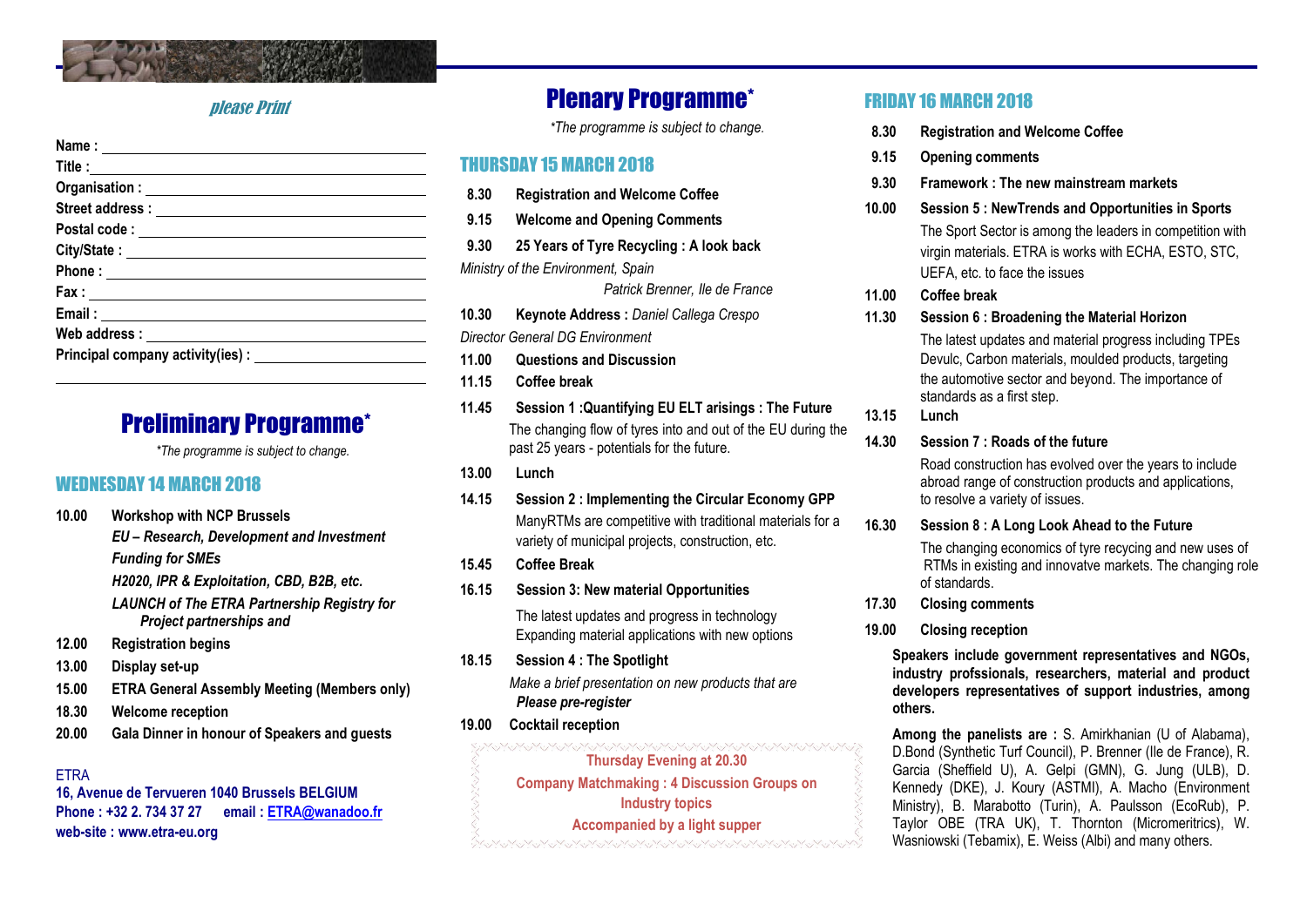*please Print*

**Name :**

**Title :**

**Organisation :**

**Street address :**

**Postal code :**

**City/State :**

**Phone :**

**Fax :**

**Email :**

**Web address :**

**Principal company activity(ies) :**

# Preliminary Programme*

*\*The programme is subject to change.*

## WEDNESDAY 14 MARCH 2018

**10.00** **Workshop with NCP Brussels**
***EU – Research, Development and Investment***
***Funding for SMEs***
***H2020, IPR & Exploitation, CBD, B2B, etc.***
***LAUNCH of The ETRA Partnership Registry for Project partnerships and***

**12.00** **Registration begins**

**13.00** **Display set-up**

**15.00** **ETRA General Assembly Meeting (Members only)**

**18.30** **Welcome reception**

**20.00** **Gala Dinner in honour of Speakers and guests**

ETRA
**16, Avenue de Tervueren 1040 Brussels BELGIUM**
**Phone : +32 2. 734 37 27 email : ETRA@wanadoo.fr**
**web-site : www.etra-eu.org**

# Plenary Programme*

*\*The programme is subject to change.*

## THURSDAY 15 MARCH 2018

**8.30** **Registration and Welcome Coffee**

**9.15** **Welcome and Opening Comments**

**9.30** **25 Years of Tyre Recycling : A look back**
*Ministry of the Environment, Spain*
*Patrick Brenner, Ile de France*

**10.30** **Keynote Address :** *Daniel Callega Crespo*
*Director General DG Environment*

**11.00** **Questions and Discussion**

**11.15** **Coffee break**

**11.45** **Session 1 :Quantifying EU ELT arisings : The Future**
The changing flow of tyres into and out of the EU during the past 25 years - potentials for the future.

**13.00** **Lunch**

**14.15** **Session 2 : Implementing the Circular Economy GPP**
ManyRTMs are competitive with traditional materials for a variety of municipal projects, construction, etc.

**15.45** **Coffee Break**

**16.15** **Session 3: New material Opportunities**
The latest updates and progress in technology
Expanding material applications with new options

**18.15** **Session 4 : The Spotlight**
*Make a brief presentation on new products that are*
***Please pre-register***

**19.00** **Cocktail reception**

**Thursday Evening at 20.30**
**Company Matchmaking : 4 Discussion Groups on Industry topics**
**Accompanied by a light supper**

## FRIDAY 16 MARCH 2018

**8.30** **Registration and Welcome Coffee**

**9.15** **Opening comments**

**9.30** **Framework : The new mainstream markets**

**10.00** **Session 5 : NewTrends and Opportunities in Sports**
The Sport Sector is among the leaders in competition with virgin materials. ETRA is works with ECHA, ESTO, STC, UEFA, etc. to face the issues

**11.00** **Coffee break**

**11.30** **Session 6 : Broadening the Material Horizon**
The latest updates and material progress including TPEs Devulc, Carbon materials, moulded products, targeting the automotive sector and beyond. The importance of standards as a first step.

**13.15** **Lunch**

**14.30** **Session 7 : Roads of the future**
Road construction has evolved over the years to include abroad range of construction products and applications, to resolve a variety of issues.

**16.30** **Session 8 : A Long Look Ahead to the Future**
The changing economics of tyre recycing and new uses of RTMs in existing and innovatve markets. The changing role of standards.

**17.30** **Closing comments**

**19.00** **Closing reception**

**Speakers include government representatives and NGOs, industry profssionals, researchers, material and product developers representatives of support industries, among others.**

**Among the panelists are :** S. Amirkhanian (U of Alabama), D.Bond (Synthetic Turf Council), P. Brenner (Ile de France), R. Garcia (Sheffield U), A. Gelpi (GMN), G. Jung (ULB), D. Kennedy (DKE), J. Koury (ASTMI), A. Macho (Environment Ministry), B. Marabotto (Turin), A. Paulsson (EcoRub), P. Taylor OBE (TRA UK), T. Thornton (Micromeritrics), W. Wasniowski (Tebamix), E. Weiss (Albi) and many others.